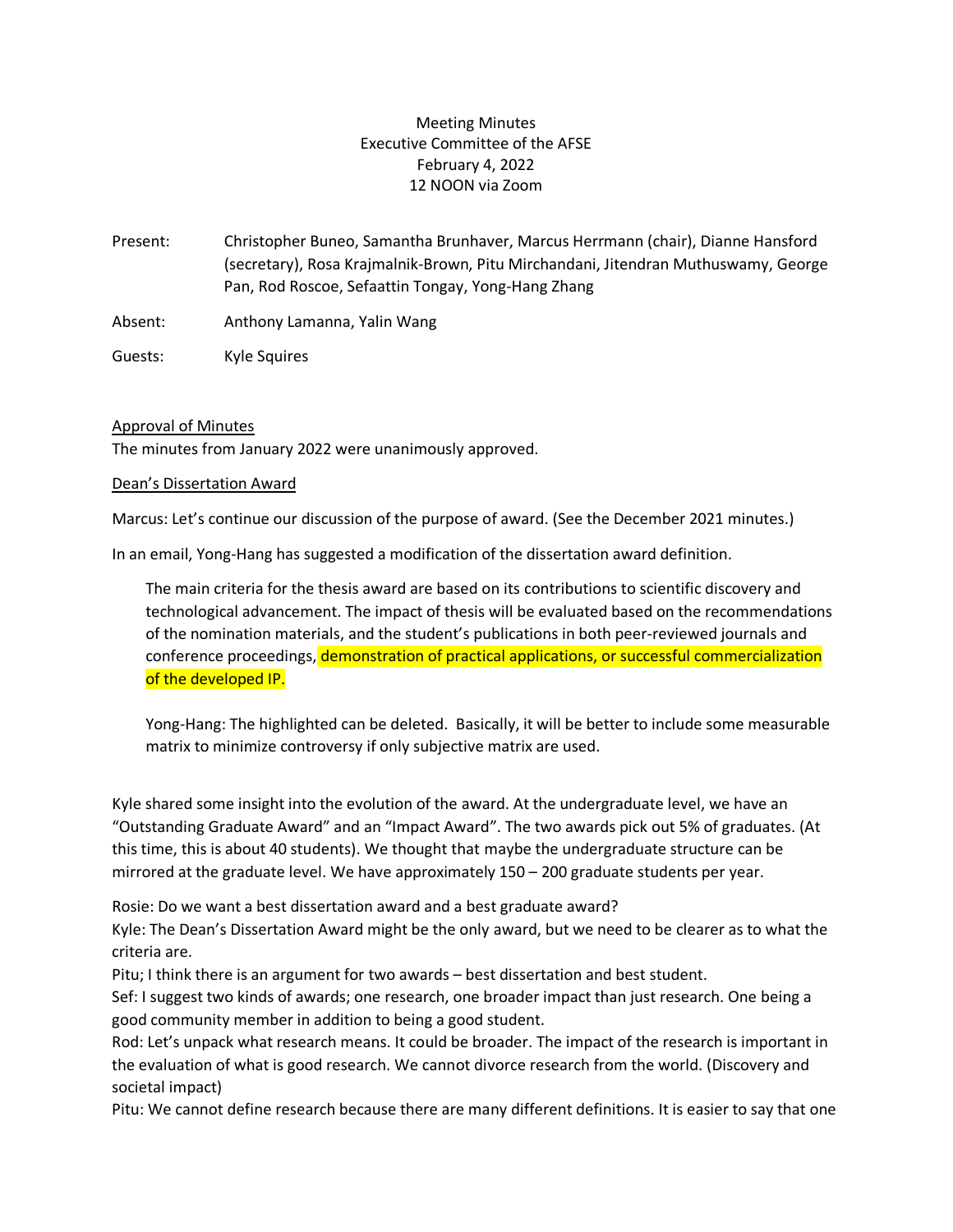Meeting Minutes
Executive Committee of the AFSE
February 4, 2022
12 NOON via Zoom

Present: Christopher Buneo, Samantha Brunhaver, Marcus Herrmann (chair), Dianne Hansford (secretary), Rosa Krajmalnik-Brown, Pitu Mirchandani, Jitendran Muthuswamy, George Pan, Rod Roscoe, Sefaattin Tongay, Yong-Hang Zhang

Absent: Anthony Lamanna, Yalin Wang

Guests: Kyle Squires

Approval of Minutes

The minutes from January 2022 were unanimously approved.

Dean's Dissertation Award

Marcus: Let's continue our discussion of the purpose of award. (See the December 2021 minutes.)

In an email, Yong-Hang has suggested a modification of the dissertation award definition.

> The main criteria for the thesis award are based on its contributions to scientific discovery and technological advancement. The impact of thesis will be evaluated based on the recommendations of the nomination materials, and the student's publications in both peer-reviewed journals and conference proceedings, demonstration of practical applications, or successful commercialization of the developed IP.
>
> Yong-Hang: The highlighted can be deleted. Basically, it will be better to include some measurable matrix to minimize controversy if only subjective matrix are used.

Kyle shared some insight into the evolution of the award. At the undergraduate level, we have an "Outstanding Graduate Award" and an "Impact Award". The two awards pick out 5% of graduates. (At this time, this is about 40 students). We thought that maybe the undergraduate structure can be mirrored at the graduate level. We have approximately 150 – 200 graduate students per year.

Rosie: Do we want a best dissertation award and a best graduate award?
Kyle: The Dean's Dissertation Award might be the only award, but we need to be clearer as to what the criteria are.
Pitu; I think there is an argument for two awards – best dissertation and best student.
Sef: I suggest two kinds of awards; one research, one broader impact than just research. One being a good community member in addition to being a good student.
Rod: Let's unpack what research means. It could be broader. The impact of the research is important in the evaluation of what is good research. We cannot divorce research from the world. (Discovery and societal impact)
Pitu: We cannot define research because there are many different definitions. It is easier to say that one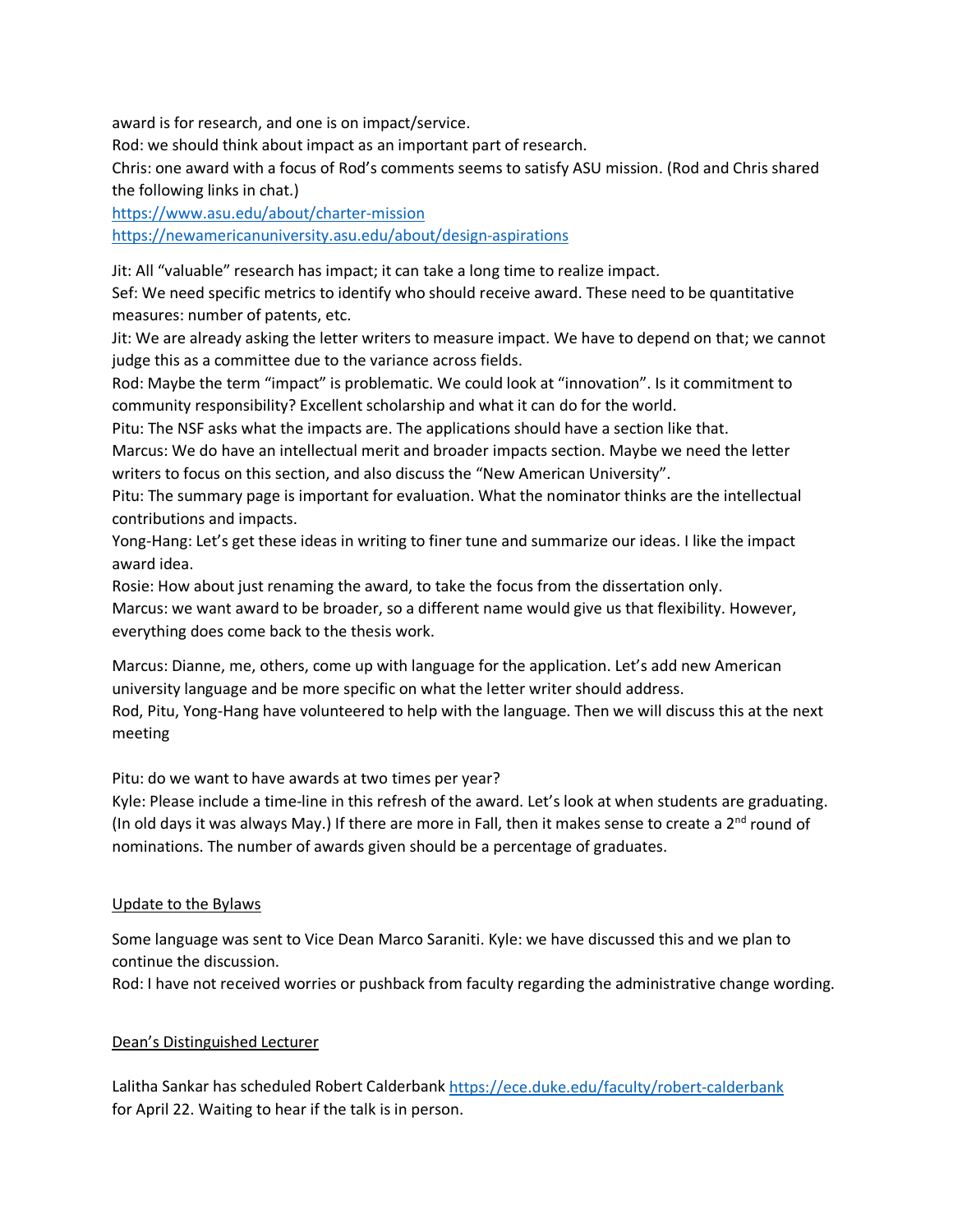award is for research, and one is on impact/service.

Rod: we should think about impact as an important part of research.

Chris: one award with a focus of Rod's comments seems to satisfy ASU mission. (Rod and Chris shared the following links in chat.)

https://www.asu.edu/about/charter-mission

https://newamericanuniversity.asu.edu/about/design-aspirations

Jit: All "valuable" research has impact; it can take a long time to realize impact.

Sef: We need specific metrics to identify who should receive award. These need to be quantitative measures: number of patents, etc.

Jit: We are already asking the letter writers to measure impact. We have to depend on that; we cannot judge this as a committee due to the variance across fields.

Rod: Maybe the term "impact" is problematic. We could look at "innovation". Is it commitment to community responsibility? Excellent scholarship and what it can do for the world.

Pitu: The NSF asks what the impacts are. The applications should have a section like that.

Marcus: We do have an intellectual merit and broader impacts section. Maybe we need the letter writers to focus on this section, and also discuss the "New American University".

Pitu: The summary page is important for evaluation. What the nominator thinks are the intellectual contributions and impacts.

Yong-Hang: Let's get these ideas in writing to finer tune and summarize our ideas. I like the impact award idea.

Rosie: How about just renaming the award, to take the focus from the dissertation only.

Marcus: we want award to be broader, so a different name would give us that flexibility. However, everything does come back to the thesis work.

Marcus: Dianne, me, others, come up with language for the application. Let's add new American university language and be more specific on what the letter writer should address.

Rod, Pitu, Yong-Hang have volunteered to help with the language. Then we will discuss this at the next meeting

Pitu: do we want to have awards at two times per year?

Kyle: Please include a time-line in this refresh of the award. Let's look at when students are graduating. (In old days it was always May.) If there are more in Fall, then it makes sense to create a 2nd round of nominations. The number of awards given should be a percentage of graduates.

Update to the Bylaws

Some language was sent to Vice Dean Marco Saraniti. Kyle: we have discussed this and we plan to continue the discussion.

Rod: I have not received worries or pushback from faculty regarding the administrative change wording.

Dean's Distinguished Lecturer

Lalitha Sankar has scheduled Robert Calderbank https://ece.duke.edu/faculty/robert-calderbank for April 22. Waiting to hear if the talk is in person.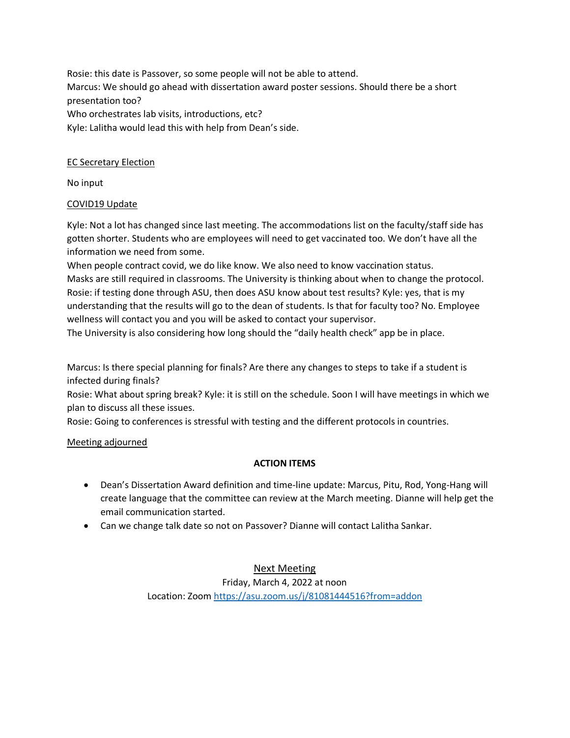Rosie: this date is Passover, so some people will not be able to attend.
Marcus: We should go ahead with dissertation award poster sessions. Should there be a short presentation too?
Who orchestrates lab visits, introductions, etc?
Kyle: Lalitha would lead this with help from Dean's side.

<u>EC Secretary Election</u>

No input

<u>COVID19 Update</u>

Kyle: Not a lot has changed since last meeting. The accommodations list on the faculty/staff side has gotten shorter. Students who are employees will need to get vaccinated too. We don't have all the information we need from some.
When people contract covid, we do like know. We also need to know vaccination status.
Masks are still required in classrooms. The University is thinking about when to change the protocol.
Rosie: if testing done through ASU, then does ASU know about test results? Kyle: yes, that is my understanding that the results will go to the dean of students. Is that for faculty too? No. Employee wellness will contact you and you will be asked to contact your supervisor.
The University is also considering how long should the "daily health check" app be in place.

Marcus: Is there special planning for finals? Are there any changes to steps to take if a student is infected during finals?
Rosie: What about spring break? Kyle: it is still on the schedule. Soon I will have meetings in which we plan to discuss all these issues.
Rosie: Going to conferences is stressful with testing and the different protocols in countries.

<u>Meeting adjourned</u>

**ACTION ITEMS**

- Dean's Dissertation Award definition and time-line update: Marcus, Pitu, Rod, Yong-Hang will create language that the committee can review at the March meeting. Dianne will help get the email communication started.
- Can we change talk date so not on Passover? Dianne will contact Lalitha Sankar.

<u>Next Meeting</u>

Friday, March 4, 2022 at noon
Location: Zoom https://asu.zoom.us/j/81081444516?from=addon